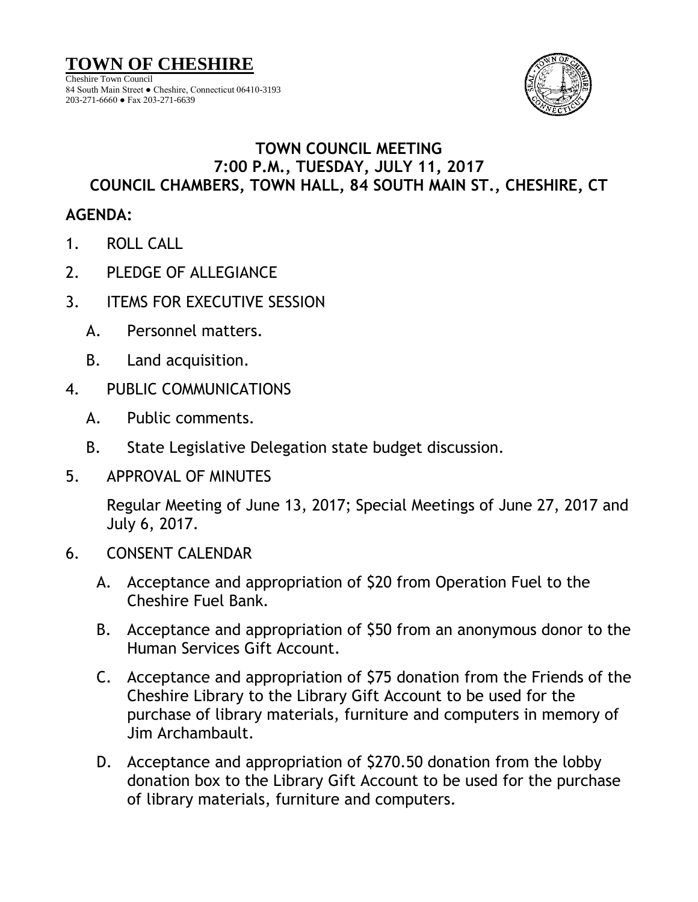# TOWN OF CHESHIRE

Cheshire Town Council
84 South Main Street ● Cheshire, Connecticut 06410-3193
203-271-6660 ● Fax 203-271-6639

## TOWN COUNCIL MEETING
## 7:00 P.M., TUESDAY, JULY 11, 2017
## COUNCIL CHAMBERS, TOWN HALL, 84 SOUTH MAIN ST., CHESHIRE, CT

**AGENDA:**

1. ROLL CALL
2. PLEDGE OF ALLEGIANCE
3. ITEMS FOR EXECUTIVE SESSION
   - A. Personnel matters.
   - B. Land acquisition.
4. PUBLIC COMMUNICATIONS
   - A. Public comments.
   - B. State Legislative Delegation state budget discussion.
5. APPROVAL OF MINUTES

   Regular Meeting of June 13, 2017; Special Meetings of June 27, 2017 and July 6, 2017.
6. CONSENT CALENDAR
   - A. Acceptance and appropriation of $20 from Operation Fuel to the Cheshire Fuel Bank.
   - B. Acceptance and appropriation of $50 from an anonymous donor to the Human Services Gift Account.
   - C. Acceptance and appropriation of $75 donation from the Friends of the Cheshire Library to the Library Gift Account to be used for the purchase of library materials, furniture and computers in memory of Jim Archambault.
   - D. Acceptance and appropriation of $270.50 donation from the lobby donation box to the Library Gift Account to be used for the purchase of library materials, furniture and computers.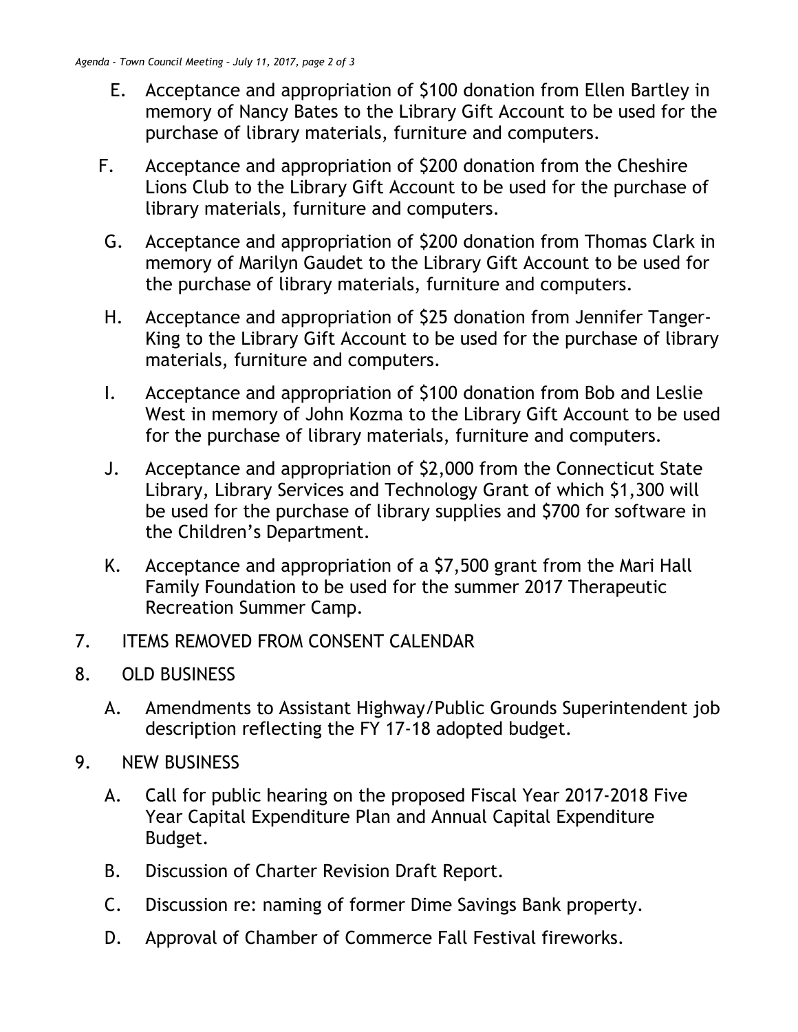E. Acceptance and appropriation of $100 donation from Ellen Bartley in memory of Nancy Bates to the Library Gift Account to be used for the purchase of library materials, furniture and computers.

F. Acceptance and appropriation of $200 donation from the Cheshire Lions Club to the Library Gift Account to be used for the purchase of library materials, furniture and computers.

G. Acceptance and appropriation of $200 donation from Thomas Clark in memory of Marilyn Gaudet to the Library Gift Account to be used for the purchase of library materials, furniture and computers.

H. Acceptance and appropriation of $25 donation from Jennifer Tanger-King to the Library Gift Account to be used for the purchase of library materials, furniture and computers.

I. Acceptance and appropriation of $100 donation from Bob and Leslie West in memory of John Kozma to the Library Gift Account to be used for the purchase of library materials, furniture and computers.

J. Acceptance and appropriation of $2,000 from the Connecticut State Library, Library Services and Technology Grant of which $1,300 will be used for the purchase of library supplies and $700 for software in the Children's Department.

K. Acceptance and appropriation of a $7,500 grant from the Mari Hall Family Foundation to be used for the summer 2017 Therapeutic Recreation Summer Camp.

7. ITEMS REMOVED FROM CONSENT CALENDAR

8. OLD BUSINESS

   A. Amendments to Assistant Highway/Public Grounds Superintendent job description reflecting the FY 17-18 adopted budget.

9. NEW BUSINESS

   A. Call for public hearing on the proposed Fiscal Year 2017-2018 Five Year Capital Expenditure Plan and Annual Capital Expenditure Budget.

   B. Discussion of Charter Revision Draft Report.

   C. Discussion re: naming of former Dime Savings Bank property.

   D. Approval of Chamber of Commerce Fall Festival fireworks.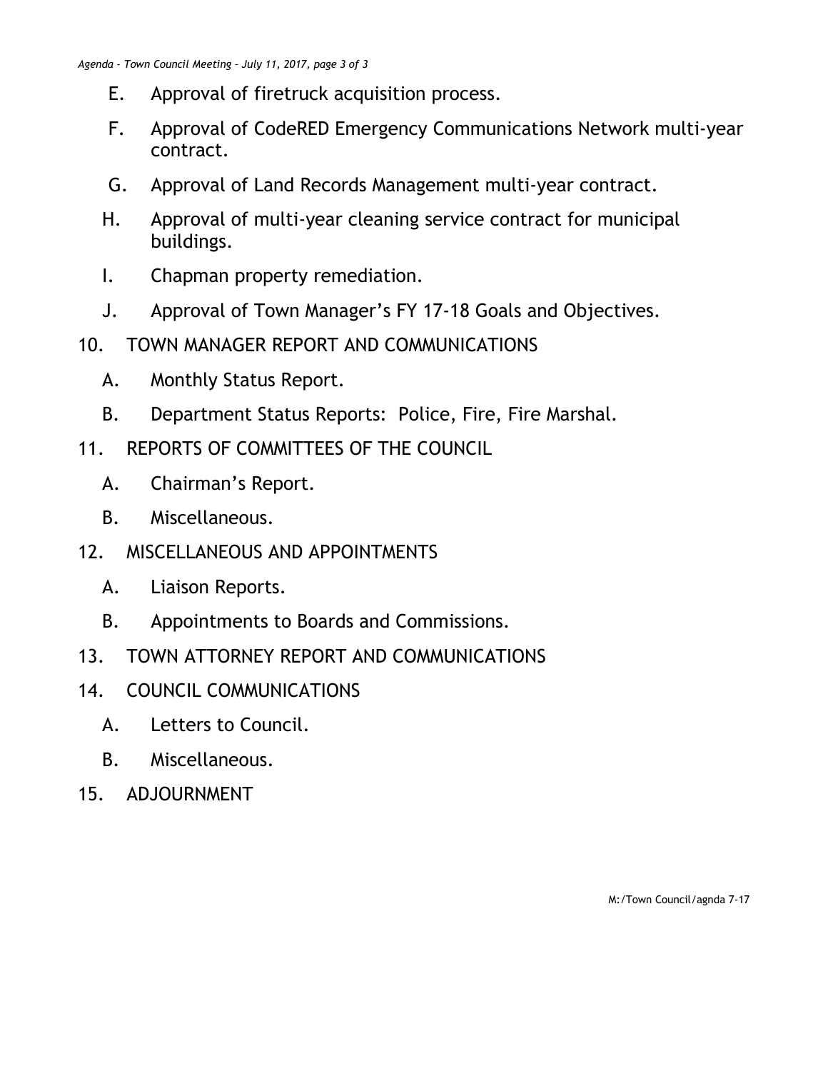E. Approval of firetruck acquisition process.

F. Approval of CodeRED Emergency Communications Network multi-year contract.

G. Approval of Land Records Management multi-year contract.

H. Approval of multi-year cleaning service contract for municipal buildings.

I. Chapman property remediation.

J. Approval of Town Manager's FY 17-18 Goals and Objectives.

10. TOWN MANAGER REPORT AND COMMUNICATIONS

A. Monthly Status Report.

B. Department Status Reports: Police, Fire, Fire Marshal.

11. REPORTS OF COMMITTEES OF THE COUNCIL

A. Chairman's Report.

B. Miscellaneous.

12. MISCELLANEOUS AND APPOINTMENTS

A. Liaison Reports.

B. Appointments to Boards and Commissions.

13. TOWN ATTORNEY REPORT AND COMMUNICATIONS

14. COUNCIL COMMUNICATIONS

A. Letters to Council.

B. Miscellaneous.

15. ADJOURNMENT

M:/Town Council/agnda 7-17